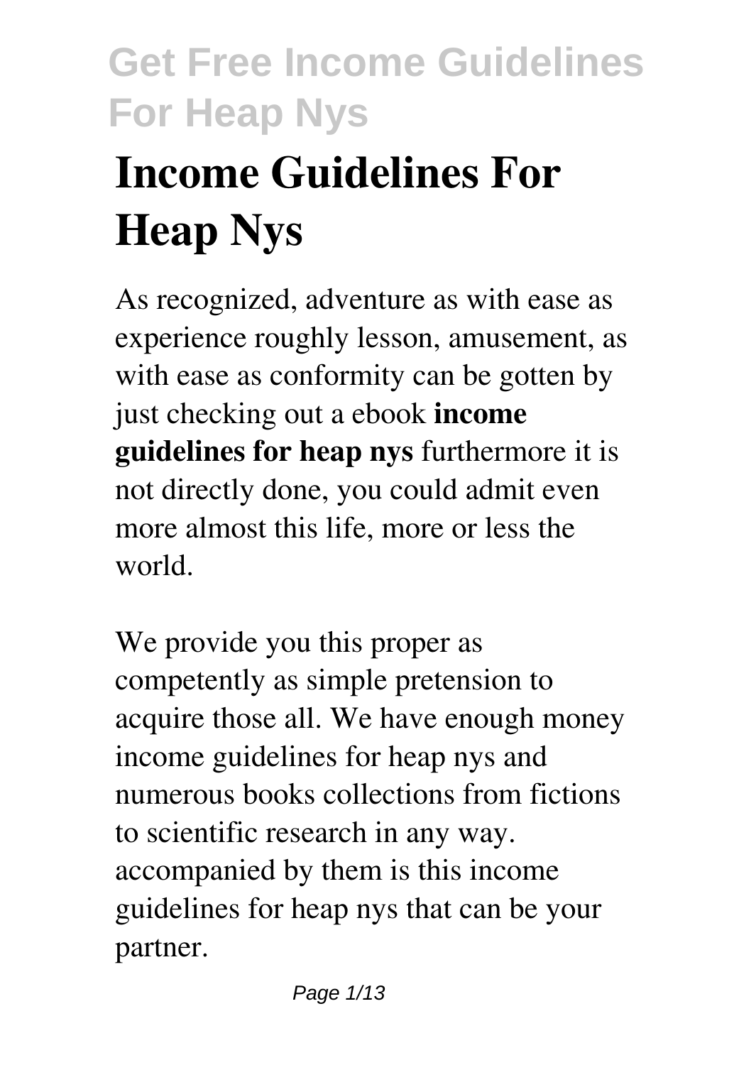# Income Guidelines For Heap Nys

As recognized, adventure as with ease as experience roughly lesson, amusement, as with ease as conformity can be gotten by just checking out a ebook **income guidelines for heap nys** furthermore it is not directly done, you could admit even more almost this life, more or less the world.

We provide you this proper as competently as simple pretension to acquire those all. We have enough money income guidelines for heap nys and numerous books collections from fictions to scientific research in any way. accompanied by them is this income guidelines for heap nys that can be your partner.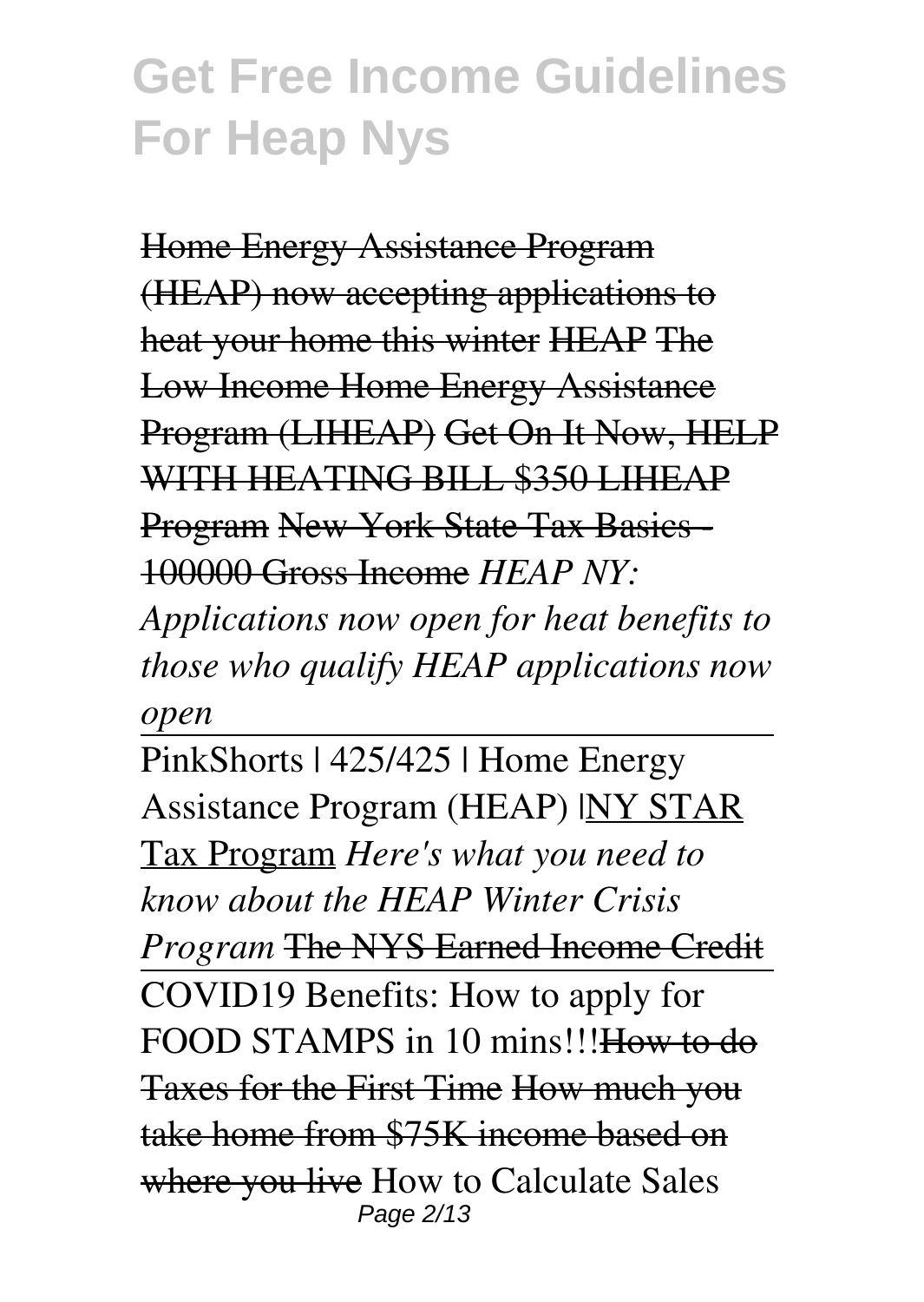Home Energy Assistance Program (HEAP) now accepting applications to heat your home this winter HEAP The Low Income Home Energy Assistance Program (LIHEAP) Get On It Now, HELP WITH HEATING BILL $350 LIHEAP Program New York State Tax Basics - 100000 Gross Income *HEAP NY: Applications now open for heat benefits to those who qualify HEAP applications now open*

PinkShorts | 425/425 | Home Energy Assistance Program (HEAP) |NY STAR Tax Program *Here's what you need to know about the HEAP Winter Crisis Program* The NYS Earned Income Credit

COVID19 Benefits: How to apply for FOOD STAMPS in 10 mins!!! How to do Taxes for the First Time How much you take home from $75K income based on where you live How to Calculate Sales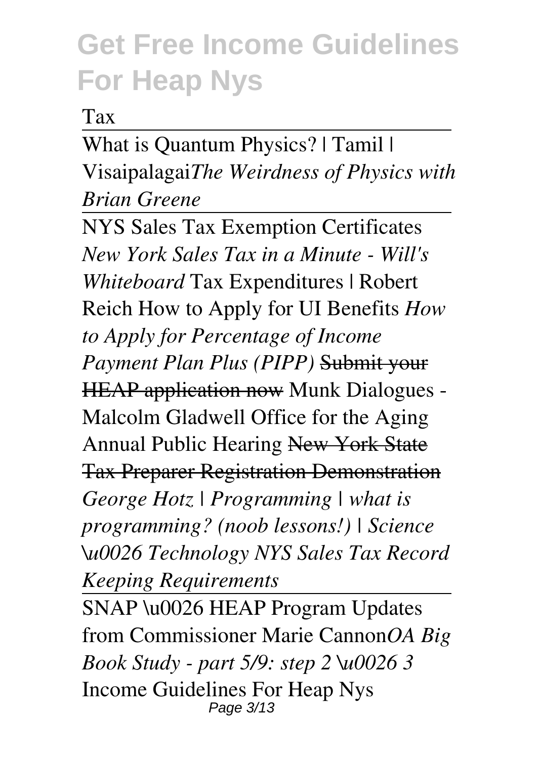Tax

What is Quantum Physics? | Tamil | Visaipalagai*The Weirdness of Physics with Brian Greene*

NYS Sales Tax Exemption Certificates *New York Sales Tax in a Minute - Will's Whiteboard* Tax Expenditures | Robert Reich How to Apply for UI Benefits *How to Apply for Percentage of Income Payment Plan Plus (PIPP)* Submit your HEAP application now Munk Dialogues - Malcolm Gladwell Office for the Aging Annual Public Hearing New York State Tax Preparer Registration Demonstration *George Hotz | Programming | what is programming? (noob lessons!) | Science \u0026 Technology NYS Sales Tax Record Keeping Requirements*

SNAP \u0026 HEAP Program Updates from Commissioner Marie Cannon*OA Big Book Study - part 5/9: step 2 \u0026 3*
Income Guidelines For Heap Nys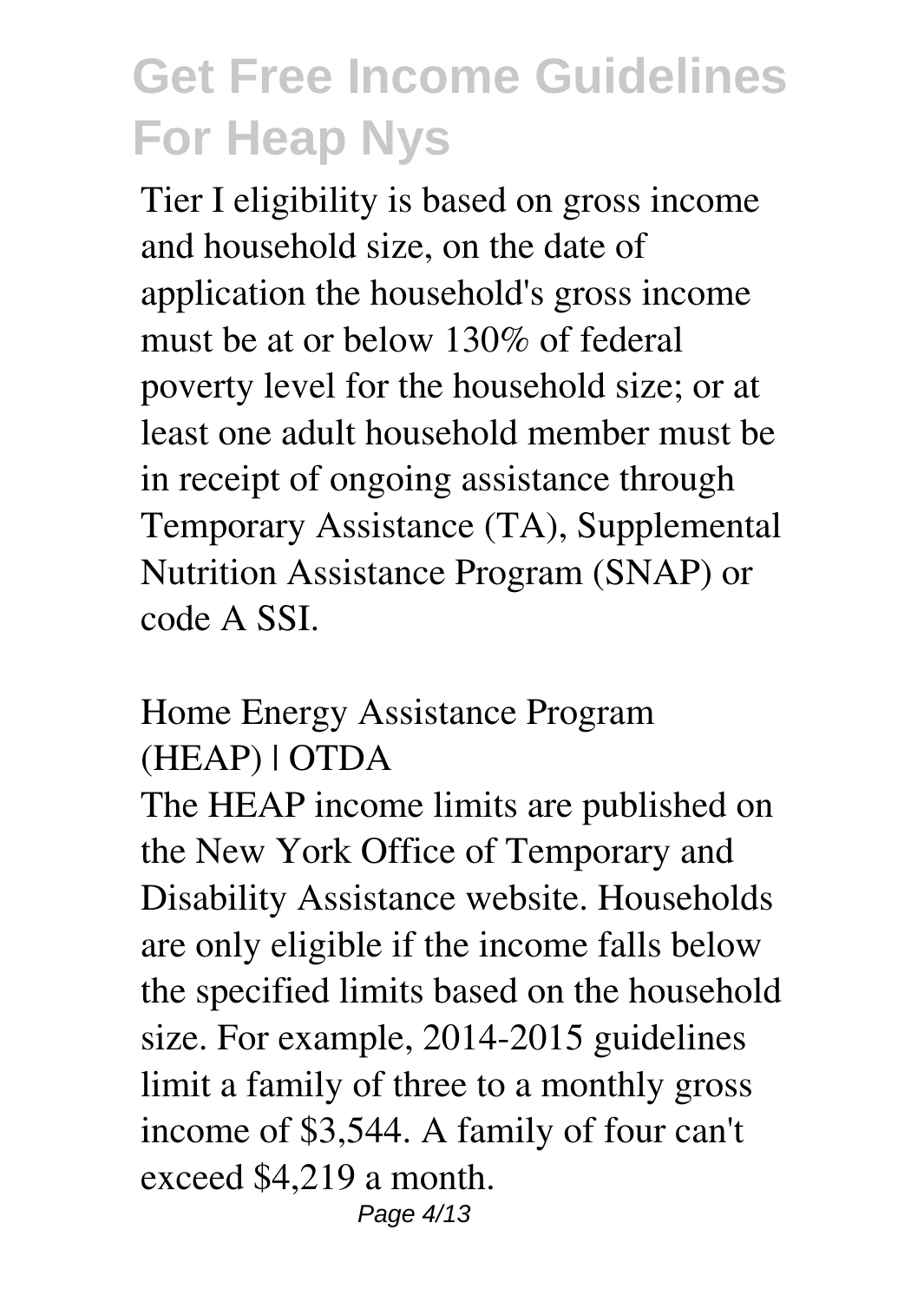Tier I eligibility is based on gross income and household size, on the date of application the household's gross income must be at or below 130% of federal poverty level for the household size; or at least one adult household member must be in receipt of ongoing assistance through Temporary Assistance (TA), Supplemental Nutrition Assistance Program (SNAP) or code A SSI.

Home Energy Assistance Program (HEAP) | OTDA

The HEAP income limits are published on the New York Office of Temporary and Disability Assistance website. Households are only eligible if the income falls below the specified limits based on the household size. For example, 2014-2015 guidelines limit a family of three to a monthly gross income of $3,544. A family of four can't exceed $4,219 a month.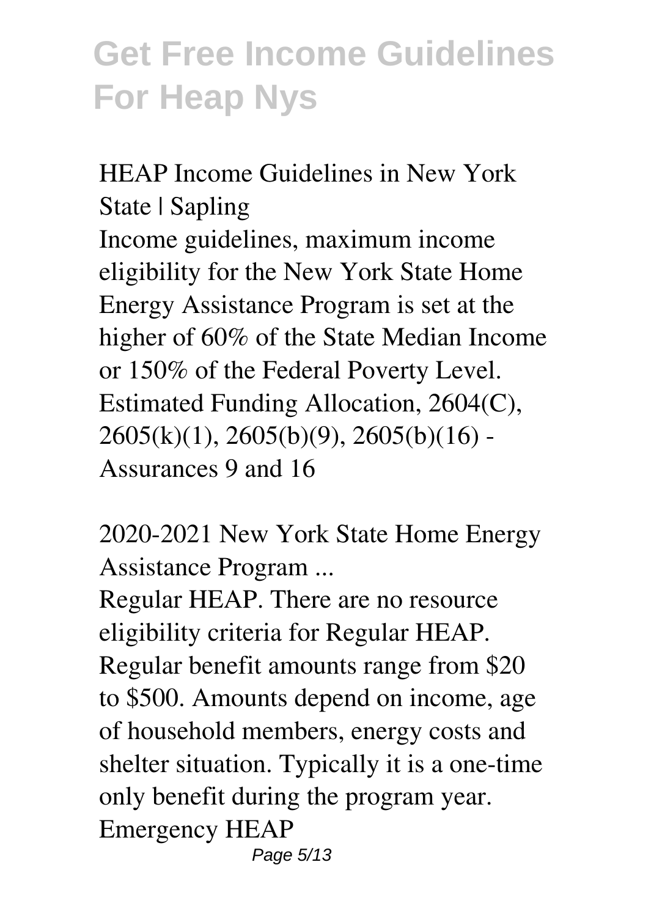HEAP Income Guidelines in New York State | Sapling

Income guidelines, maximum income eligibility for the New York State Home Energy Assistance Program is set at the higher of 60% of the State Median Income or 150% of the Federal Poverty Level. Estimated Funding Allocation, 2604(C), 2605(k)(1), 2605(b)(9), 2605(b)(16) - Assurances 9 and 16

2020-2021 New York State Home Energy Assistance Program ...

Regular HEAP. There are no resource eligibility criteria for Regular HEAP. Regular benefit amounts range from $20 to $500. Amounts depend on income, age of household members, energy costs and shelter situation. Typically it is a one-time only benefit during the program year. Emergency HEAP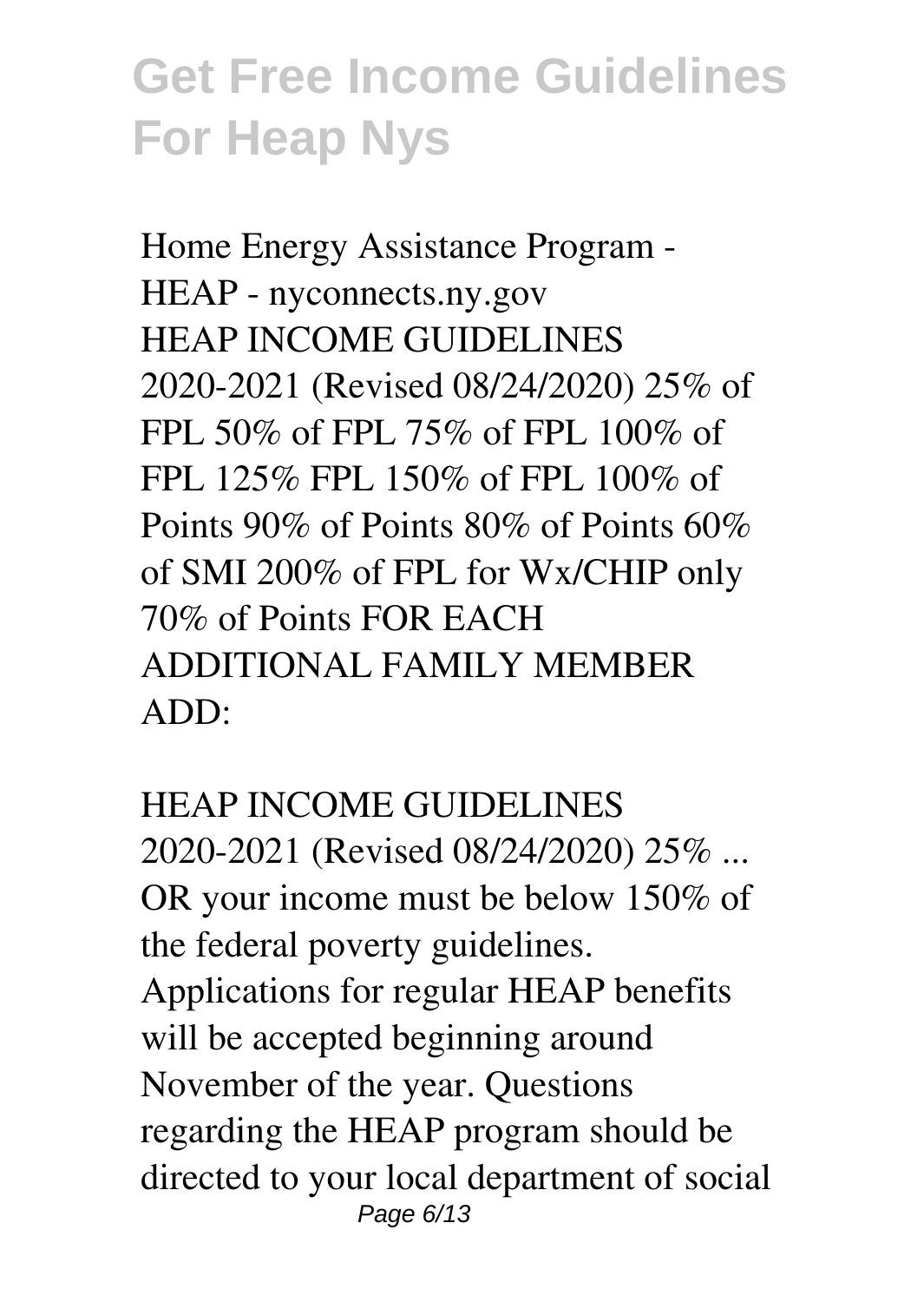Home Energy Assistance Program - HEAP - nyconnects.ny.gov
HEAP INCOME GUIDELINES 2020-2021 (Revised 08/24/2020) 25% of FPL 50% of FPL 75% of FPL 100% of FPL 125% FPL 150% of FPL 100% of Points 90% of Points 80% of Points 60% of SMI 200% of FPL for Wx/CHIP only 70% of Points FOR EACH ADDITIONAL FAMILY MEMBER ADD:

HEAP INCOME GUIDELINES 2020-2021 (Revised 08/24/2020) 25% ...
OR your income must be below 150% of the federal poverty guidelines. Applications for regular HEAP benefits will be accepted beginning around November of the year. Questions regarding the HEAP program should be directed to your local department of social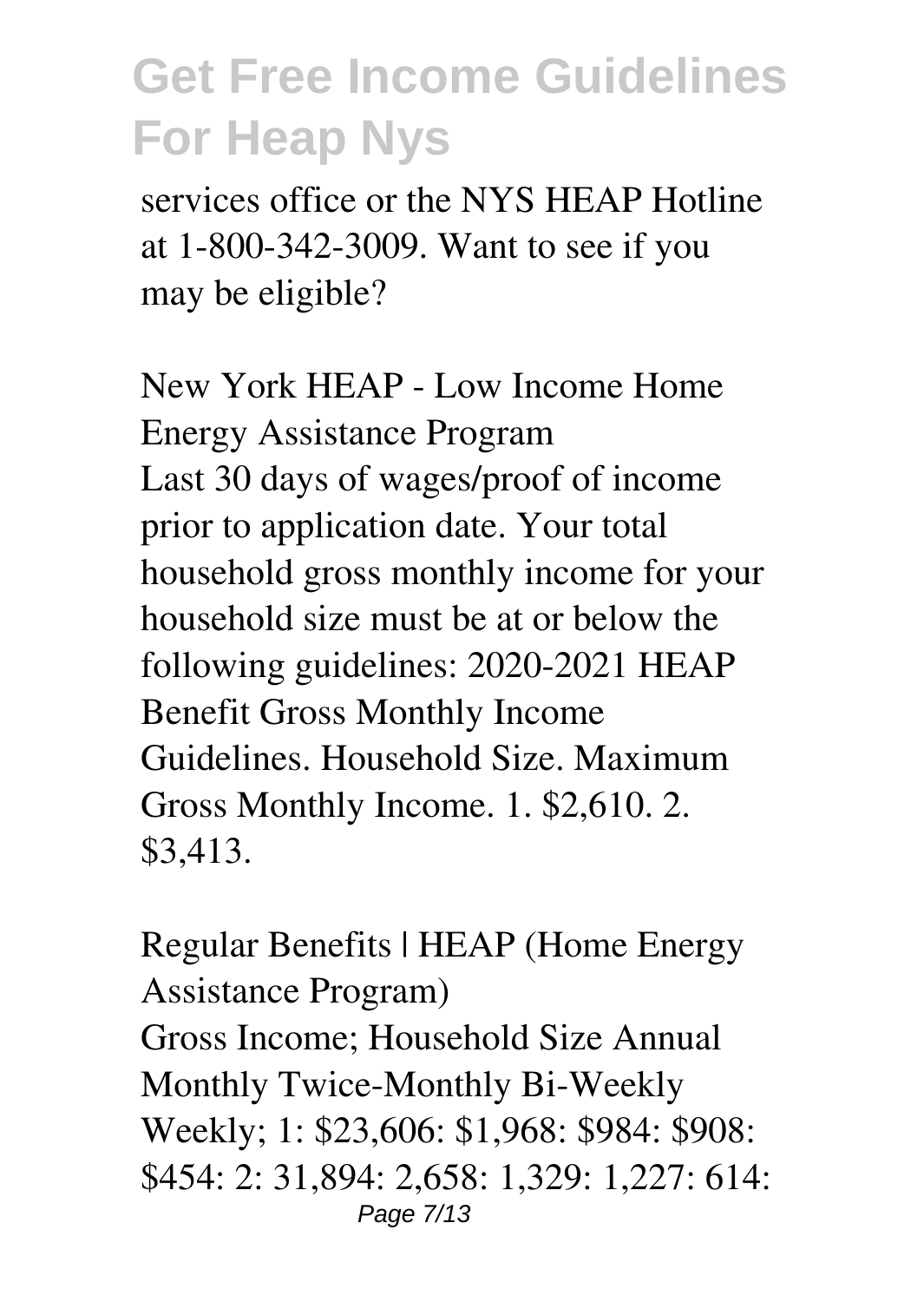services office or the NYS HEAP Hotline at 1-800-342-3009. Want to see if you may be eligible?

*New York HEAP - Low Income Home Energy Assistance Program*

Last 30 days of wages/proof of income prior to application date. Your total household gross monthly income for your household size must be at or below the following guidelines: 2020-2021 HEAP Benefit Gross Monthly Income Guidelines. Household Size. Maximum Gross Monthly Income. 1. $2,610. 2. $3,413.

*Regular Benefits | HEAP (Home Energy Assistance Program)*

Gross Income; Household Size Annual Monthly Twice-Monthly Bi-Weekly Weekly; 1: $23,606: $1,968: $984: $908: $454: 2: 31,894: 2,658: 1,329: 1,227: 614: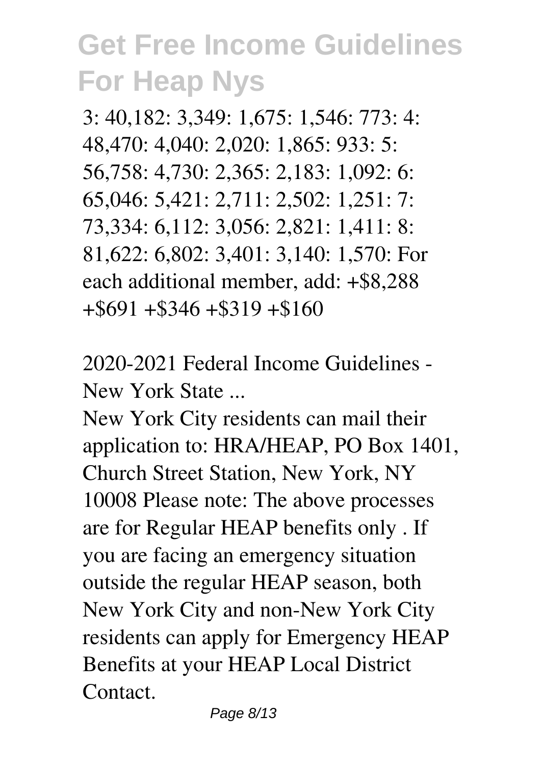3: 40,182: 3,349: 1,675: 1,546: 773: 4: 48,470: 4,040: 2,020: 1,865: 933: 5: 56,758: 4,730: 2,365: 2,183: 1,092: 6: 65,046: 5,421: 2,711: 2,502: 1,251: 7: 73,334: 6,112: 3,056: 2,821: 1,411: 8: 81,622: 6,802: 3,401: 3,140: 1,570: For each additional member, add: +$8,288 +$691 +$346 +$319 +$160

*2020-2021 Federal Income Guidelines - New York State ...*

New York City residents can mail their application to: HRA/HEAP, PO Box 1401, Church Street Station, New York, NY 10008 Please note: The above processes are for Regular HEAP benefits only . If you are facing an emergency situation outside the regular HEAP season, both New York City and non-New York City residents can apply for Emergency HEAP Benefits at your HEAP Local District Contact.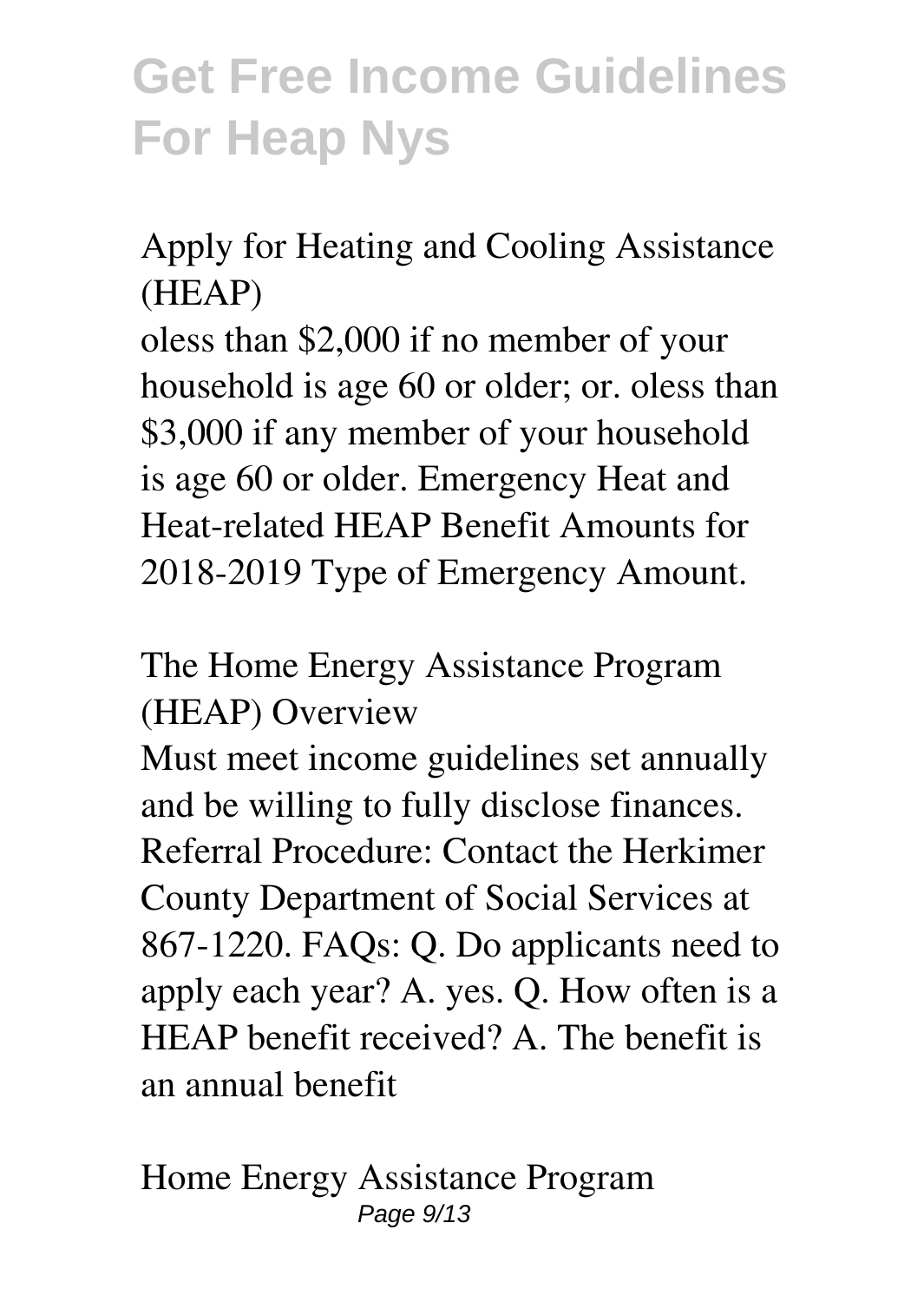## Apply for Heating and Cooling Assistance (HEAP)

oless than $2,000 if no member of your household is age 60 or older; or. oless than $3,000 if any member of your household is age 60 or older. Emergency Heat and Heat-related HEAP Benefit Amounts for 2018-2019 Type of Emergency Amount.

## The Home Energy Assistance Program (HEAP) Overview

Must meet income guidelines set annually and be willing to fully disclose finances. Referral Procedure: Contact the Herkimer County Department of Social Services at 867-1220. FAQs: Q. Do applicants need to apply each year? A. yes. Q. How often is a HEAP benefit received? A. The benefit is an annual benefit

## Home Energy Assistance Program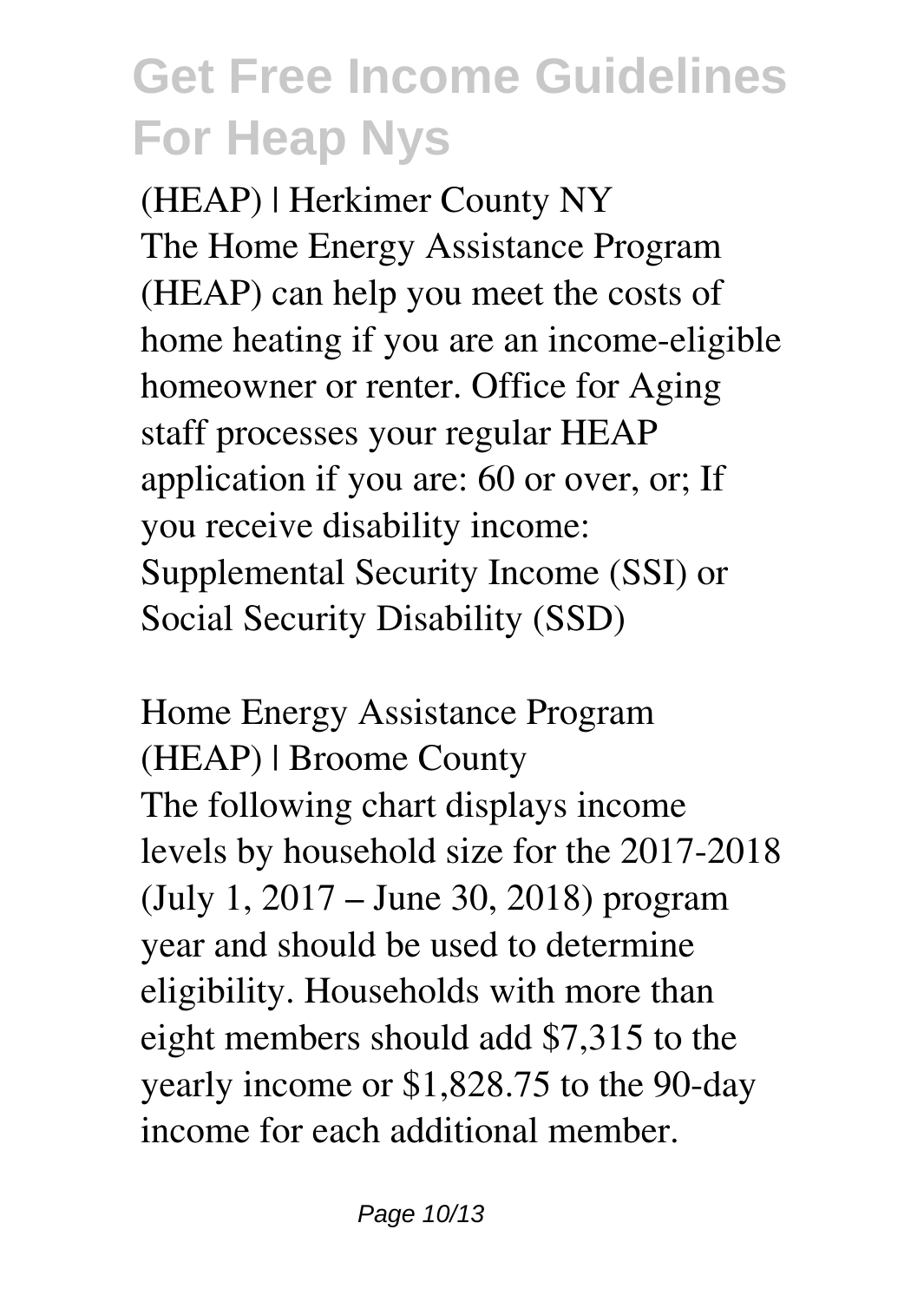(HEAP) | Herkimer County NY

The Home Energy Assistance Program (HEAP) can help you meet the costs of home heating if you are an income-eligible homeowner or renter. Office for Aging staff processes your regular HEAP application if you are: 60 or over, or; If you receive disability income: Supplemental Security Income (SSI) or Social Security Disability (SSD)

Home Energy Assistance Program (HEAP) | Broome County

The following chart displays income levels by household size for the 2017-2018 (July 1, 2017 – June 30, 2018) program year and should be used to determine eligibility. Households with more than eight members should add $7,315 to the yearly income or $1,828.75 to the 90-day income for each additional member.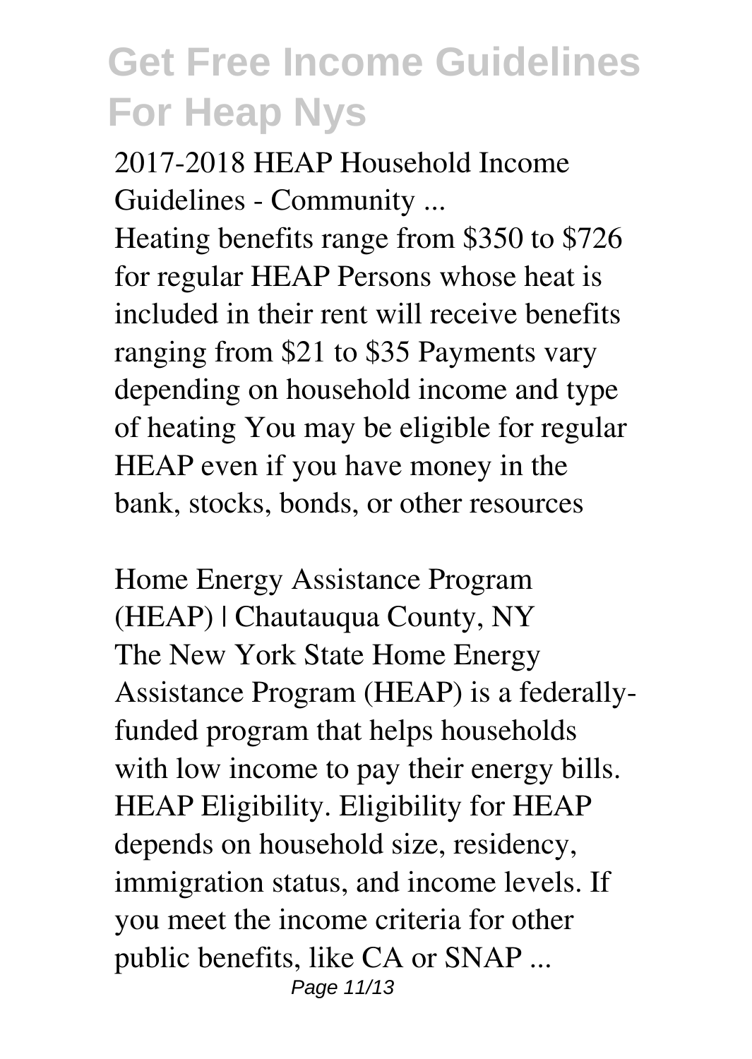2017-2018 HEAP Household Income Guidelines - Community ...

Heating benefits range from $350 to $726 for regular HEAP Persons whose heat is included in their rent will receive benefits ranging from $21 to $35 Payments vary depending on household income and type of heating You may be eligible for regular HEAP even if you have money in the bank, stocks, bonds, or other resources

Home Energy Assistance Program (HEAP) | Chautauqua County, NY

The New York State Home Energy Assistance Program (HEAP) is a federally-funded program that helps households with low income to pay their energy bills. HEAP Eligibility. Eligibility for HEAP depends on household size, residency, immigration status, and income levels. If you meet the income criteria for other public benefits, like CA or SNAP ...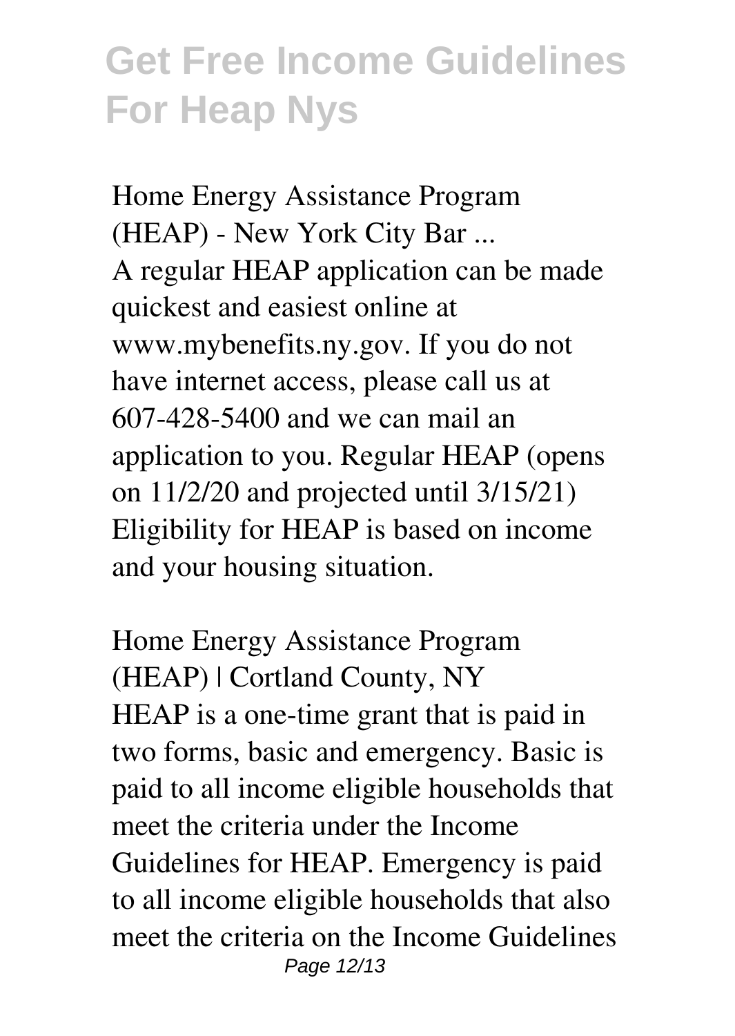Home Energy Assistance Program (HEAP) - New York City Bar ...

A regular HEAP application can be made quickest and easiest online at www.mybenefits.ny.gov. If you do not have internet access, please call us at 607-428-5400 and we can mail an application to you. Regular HEAP (opens on 11/2/20 and projected until 3/15/21) Eligibility for HEAP is based on income and your housing situation.

Home Energy Assistance Program (HEAP) | Cortland County, NY

HEAP is a one-time grant that is paid in two forms, basic and emergency. Basic is paid to all income eligible households that meet the criteria under the Income Guidelines for HEAP. Emergency is paid to all income eligible households that also meet the criteria on the Income Guidelines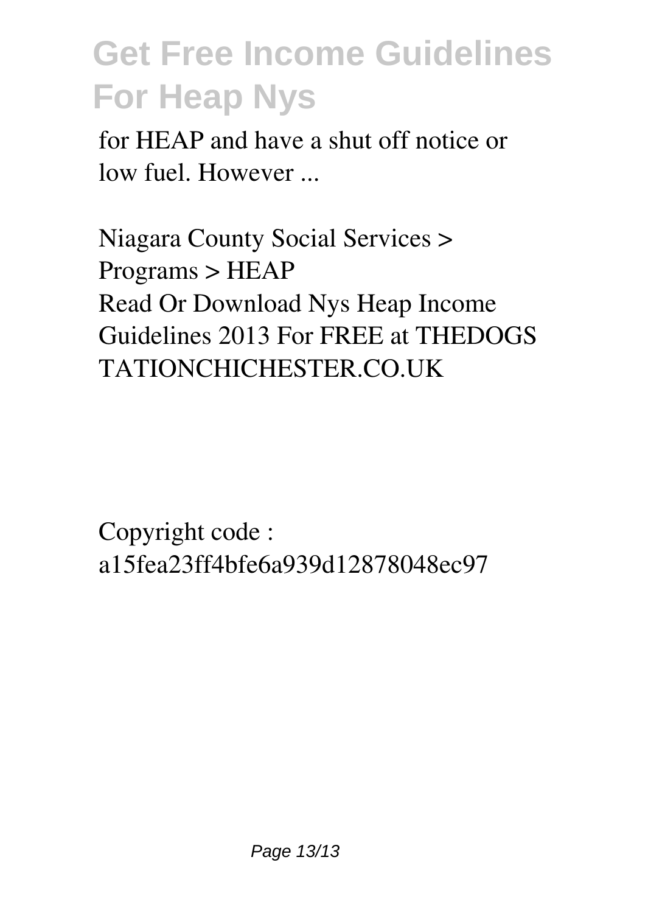for HEAP and have a shut off notice or low fuel. However ...

Niagara County Social Services > Programs > HEAP
Read Or Download Nys Heap Income Guidelines 2013 For FREE at THEDOGSTATIONCHICHESTER.CO.UK

Copyright code : a15fea23ff4bfe6a939d12878048ec97